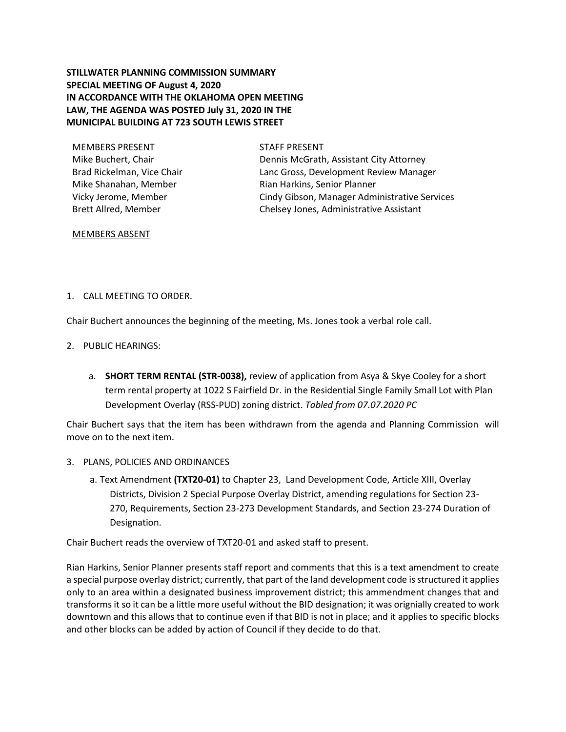**STILLWATER PLANNING COMMISSION SUMMARY**
**SPECIAL MEETING OF August 4, 2020**
**IN ACCORDANCE WITH THE OKLAHOMA OPEN MEETING LAW, THE AGENDA WAS POSTED July 31, 2020 IN THE MUNICIPAL BUILDING AT 723 SOUTH LEWIS STREET**

MEMBERS PRESENT
Mike Buchert, Chair
Brad Rickelman, Vice Chair
Mike Shanahan, Member
Vicky Jerome, Member
Brett Allred, Member

STAFF PRESENT
Dennis McGrath, Assistant City Attorney
Lanc Gross, Development Review Manager
Rian Harkins, Senior Planner
Cindy Gibson, Manager Administrative Services
Chelsey Jones, Administrative Assistant

MEMBERS ABSENT

1. CALL MEETING TO ORDER.

Chair Buchert announces the beginning of the meeting, Ms. Jones took a verbal role call.

2. PUBLIC HEARINGS:

   a. **SHORT TERM RENTAL (STR-0038),** review of application from Asya & Skye Cooley for a short term rental property at 1022 S Fairfield Dr. in the Residential Single Family Small Lot with Plan Development Overlay (RSS-PUD) zoning district. *Tabled from 07.07.2020 PC*

Chair Buchert says that the item has been withdrawn from the agenda and Planning Commission will move on to the next item.

3. PLANS, POLICIES AND ORDINANCES

   a. Text Amendment **(TXT20-01)** to Chapter 23, Land Development Code, Article XIII, Overlay Districts, Division 2 Special Purpose Overlay District, amending regulations for Section 23-270, Requirements, Section 23-273 Development Standards, and Section 23-274 Duration of Designation.

Chair Buchert reads the overview of TXT20-01 and asked staff to present.

Rian Harkins, Senior Planner presents staff report and comments that this is a text amendment to create a special purpose overlay district; currently, that part of the land development code is structured it applies only to an area within a designated business improvement district; this ammendment changes that and transforms it so it can be a little more useful without the BID designation; it was orignially created to work downtown and this allows that to continue even if that BID is not in place; and it applies to specific blocks and other blocks can be added by action of Council if they decide to do that.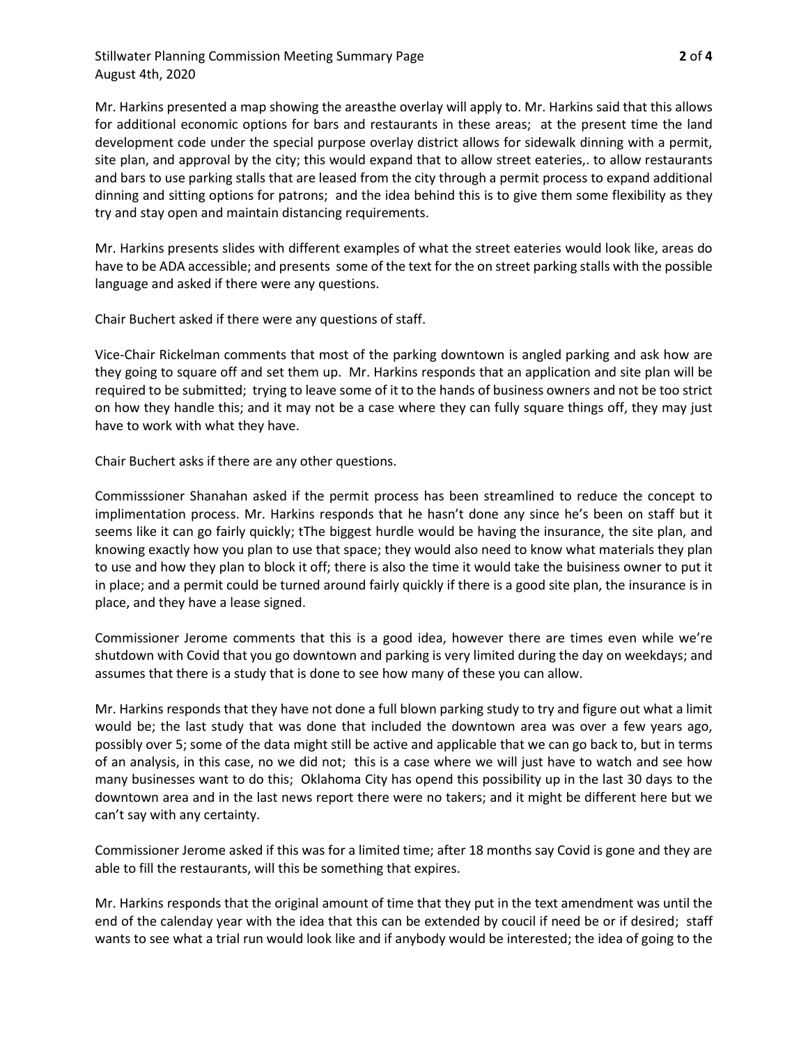Mr. Harkins presented a map showing the areasthe overlay will apply to. Mr. Harkins said that this allows for additional economic options for bars and restaurants in these areas; at the present time the land development code under the special purpose overlay district allows for sidewalk dinning with a permit, site plan, and approval by the city; this would expand that to allow street eateries,. to allow restaurants and bars to use parking stalls that are leased from the city through a permit process to expand additional dinning and sitting options for patrons; and the idea behind this is to give them some flexibility as they try and stay open and maintain distancing requirements.

Mr. Harkins presents slides with different examples of what the street eateries would look like, areas do have to be ADA accessible; and presents some of the text for the on street parking stalls with the possible language and asked if there were any questions.

Chair Buchert asked if there were any questions of staff.

Vice-Chair Rickelman comments that most of the parking downtown is angled parking and ask how are they going to square off and set them up. Mr. Harkins responds that an application and site plan will be required to be submitted; trying to leave some of it to the hands of business owners and not be too strict on how they handle this; and it may not be a case where they can fully square things off, they may just have to work with what they have.

Chair Buchert asks if there are any other questions.

Commisssioner Shanahan asked if the permit process has been streamlined to reduce the concept to implimentation process. Mr. Harkins responds that he hasn't done any since he's been on staff but it seems like it can go fairly quickly; tThe biggest hurdle would be having the insurance, the site plan, and knowing exactly how you plan to use that space; they would also need to know what materials they plan to use and how they plan to block it off; there is also the time it would take the buisiness owner to put it in place; and a permit could be turned around fairly quickly if there is a good site plan, the insurance is in place, and they have a lease signed.

Commissioner Jerome comments that this is a good idea, however there are times even while we're shutdown with Covid that you go downtown and parking is very limited during the day on weekdays; and assumes that there is a study that is done to see how many of these you can allow.

Mr. Harkins responds that they have not done a full blown parking study to try and figure out what a limit would be; the last study that was done that included the downtown area was over a few years ago, possibly over 5; some of the data might still be active and applicable that we can go back to, but in terms of an analysis, in this case, no we did not; this is a case where we will just have to watch and see how many businesses want to do this; Oklahoma City has opend this possibility up in the last 30 days to the downtown area and in the last news report there were no takers; and it might be different here but we can't say with any certainty.

Commissioner Jerome asked if this was for a limited time; after 18 months say Covid is gone and they are able to fill the restaurants, will this be something that expires.

Mr. Harkins responds that the original amount of time that they put in the text amendment was until the end of the calenday year with the idea that this can be extended by coucil if need be or if desired; staff wants to see what a trial run would look like and if anybody would be interested; the idea of going to the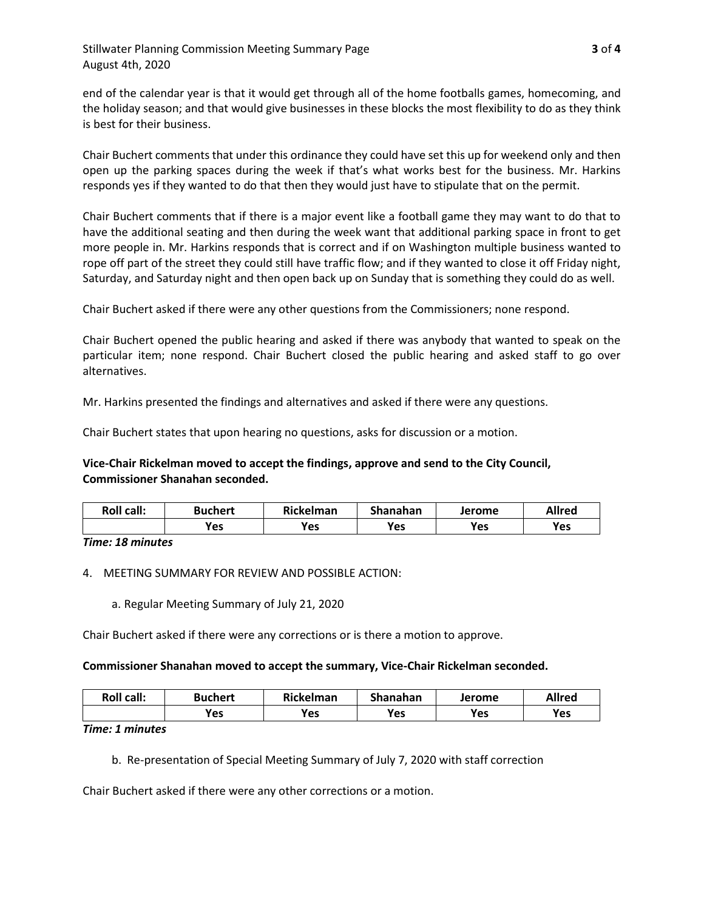end of the calendar year is that it would get through all of the home footballs games, homecoming, and the holiday season; and that would give businesses in these blocks the most flexibility to do as they think is best for their business.

Chair Buchert comments that under this ordinance they could have set this up for weekend only and then open up the parking spaces during the week if that's what works best for the business. Mr. Harkins responds yes if they wanted to do that then they would just have to stipulate that on the permit.

Chair Buchert comments that if there is a major event like a football game they may want to do that to have the additional seating and then during the week want that additional parking space in front to get more people in. Mr. Harkins responds that is correct and if on Washington multiple business wanted to rope off part of the street they could still have traffic flow; and if they wanted to close it off Friday night, Saturday, and Saturday night and then open back up on Sunday that is something they could do as well.

Chair Buchert asked if there were any other questions from the Commissioners; none respond.

Chair Buchert opened the public hearing and asked if there was anybody that wanted to speak on the particular item; none respond. Chair Buchert closed the public hearing and asked staff to go over alternatives.

Mr. Harkins presented the findings and alternatives and asked if there were any questions.

Chair Buchert states that upon hearing no questions, asks for discussion or a motion.

**Vice-Chair Rickelman moved to accept the findings, approve and send to the City Council, Commissioner Shanahan seconded.**

| Roll call: | Buchert | Rickelman | Shanahan | Jerome | Allred |
|---|---|---|---|---|---|
| | Yes | Yes | Yes | Yes | Yes |

***Time: 18 minutes***

4. MEETING SUMMARY FOR REVIEW AND POSSIBLE ACTION:

    a. Regular Meeting Summary of July 21, 2020

Chair Buchert asked if there were any corrections or is there a motion to approve.

**Commissioner Shanahan moved to accept the summary, Vice-Chair Rickelman seconded.**

| Roll call: | Buchert | Rickelman | Shanahan | Jerome | Allred |
|---|---|---|---|---|---|
| | Yes | Yes | Yes | Yes | Yes |

***Time: 1 minutes***

    b. Re-presentation of Special Meeting Summary of July 7, 2020 with staff correction

Chair Buchert asked if there were any other corrections or a motion.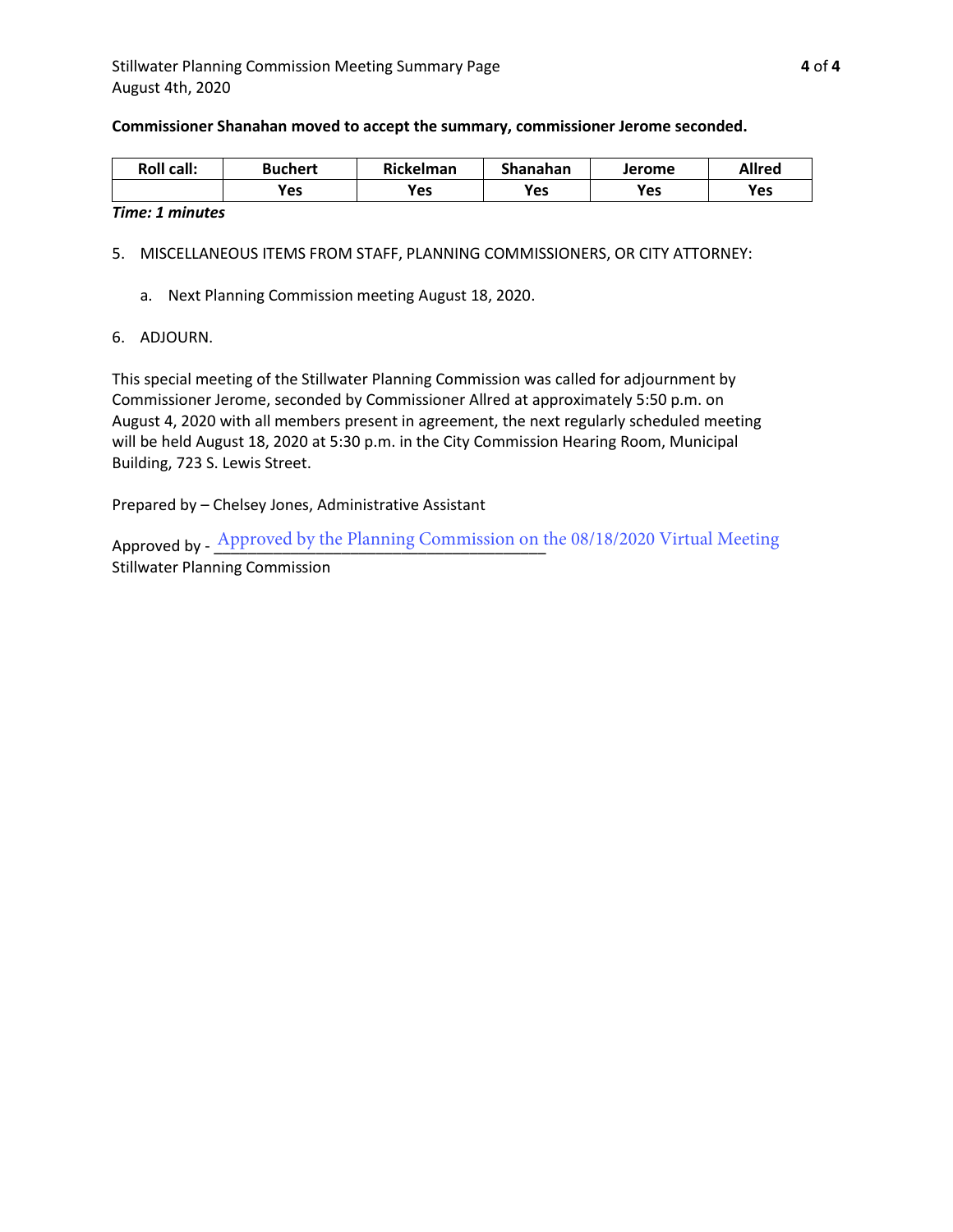**Commissioner Shanahan moved to accept the summary, commissioner Jerome seconded.**

| Roll call: | Buchert | Rickelman | Shanahan | Jerome | Allred |
|---|---|---|---|---|---|
| | Yes | Yes | Yes | Yes | Yes |

***Time: 1 minutes***

5. MISCELLANEOUS ITEMS FROM STAFF, PLANNING COMMISSIONERS, OR CITY ATTORNEY:

    a. Next Planning Commission meeting August 18, 2020.

6. ADJOURN.

This special meeting of the Stillwater Planning Commission was called for adjournment by Commissioner Jerome, seconded by Commissioner Allred at approximately 5:50 p.m. on August 4, 2020 with all members present in agreement, the next regularly scheduled meeting will be held August 18, 2020 at 5:30 p.m. in the City Commission Hearing Room, Municipal Building, 723 S. Lewis Street.

Prepared by – Chelsey Jones, Administrative Assistant

Approved by - Approved by the Planning Commission on the 08/18/2020 Virtual Meeting
Stillwater Planning Commission